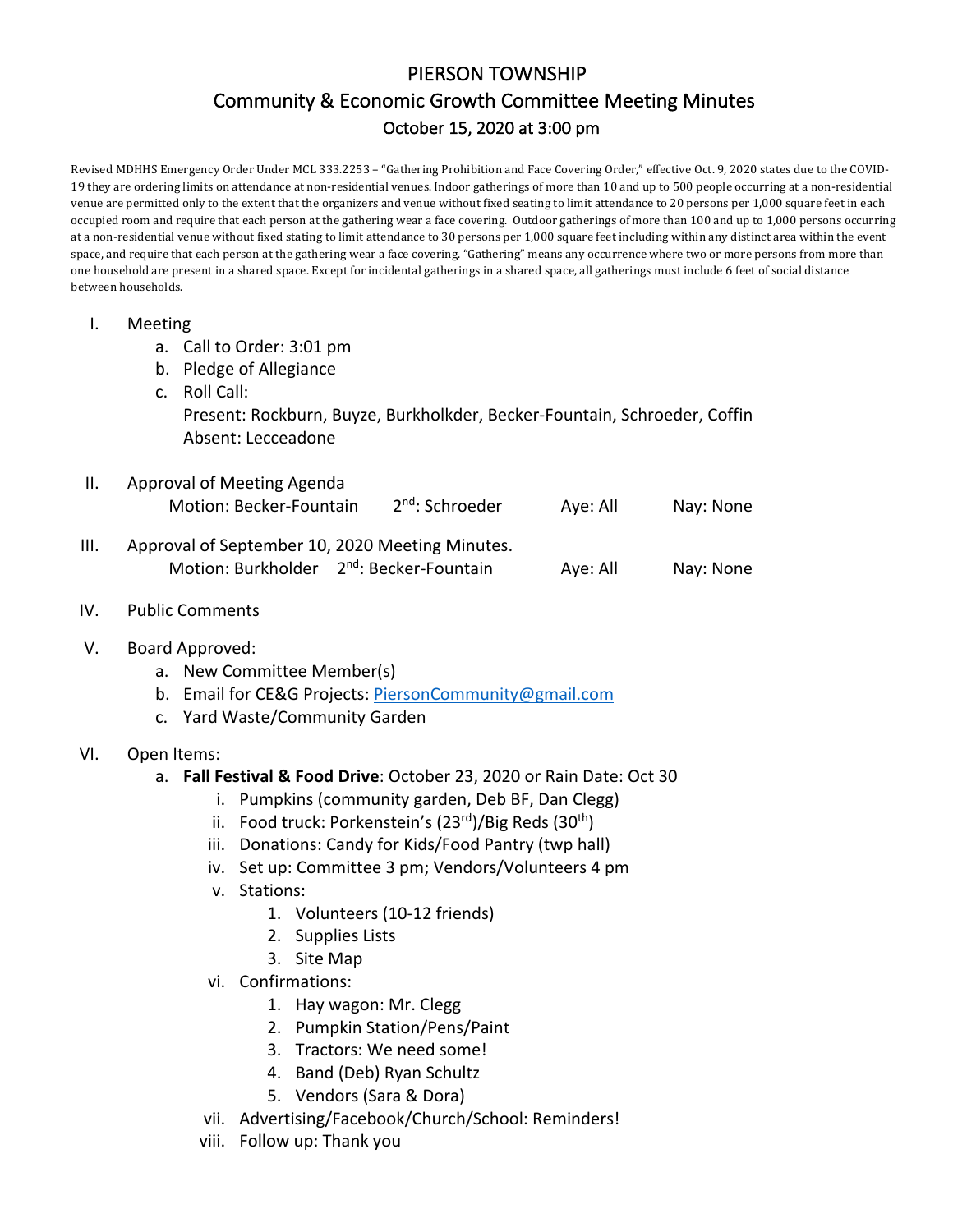# PIERSON TOWNSHIP

## Community & Economic Growth Committee Meeting Minutes

### October 15, 2020 at 3:00 pm

Revised MDHHS Emergency Order Under MCL 333.2253 – "Gathering Prohibition and Face Covering Order," effective Oct. 9, 2020 states due to the COVID-19 they are ordering limits on attendance at non-residential venues. Indoor gatherings of more than 10 and up to 500 people occurring at a non-residential venue are permitted only to the extent that the organizers and venue without fixed seating to limit attendance to 20 persons per 1,000 square feet in each occupied room and require that each person at the gathering wear a face covering. Outdoor gatherings of more than 100 and up to 1,000 persons occurring at a non-residential venue without fixed stating to limit attendance to 30 persons per 1,000 square feet including within any distinct area within the event space, and require that each person at the gathering wear a face covering. "Gathering" means any occurrence where two or more persons from more than one household are present in a shared space. Except for incidental gatherings in a shared space, all gatherings must include 6 feet of social distance between households.

I. Meeting
   a. Call to Order: 3:01 pm
   b. Pledge of Allegiance
   c. Roll Call:
      Present: Rockburn, Buyze, Burkholkder, Becker-Fountain, Schroeder, Coffin
      Absent: Lecceadone

II. Approval of Meeting Agenda
      Motion: Becker-Fountain     2nd: Schroeder     Aye: All     Nay: None

III. Approval of September 10, 2020 Meeting Minutes.
      Motion: Burkholder     2nd: Becker-Fountain     Aye: All     Nay: None

IV. Public Comments

V. Board Approved:
   a. New Committee Member(s)
   b. Email for CE&G Projects: PiersonCommunity@gmail.com
   c. Yard Waste/Community Garden

VI. Open Items:
   a. **Fall Festival & Food Drive**: October 23, 2020 or Rain Date: Oct 30
      i. Pumpkins (community garden, Deb BF, Dan Clegg)
      ii. Food truck: Porkenstein's (23rd)/Big Reds (30th)
      iii. Donations: Candy for Kids/Food Pantry (twp hall)
      iv. Set up: Committee 3 pm; Vendors/Volunteers 4 pm
      v. Stations:
         1. Volunteers (10-12 friends)
         2. Supplies Lists
         3. Site Map
      vi. Confirmations:
         1. Hay wagon: Mr. Clegg
         2. Pumpkin Station/Pens/Paint
         3. Tractors: We need some!
         4. Band (Deb) Ryan Schultz
         5. Vendors (Sara & Dora)
      vii. Advertising/Facebook/Church/School: Reminders!
      viii. Follow up: Thank you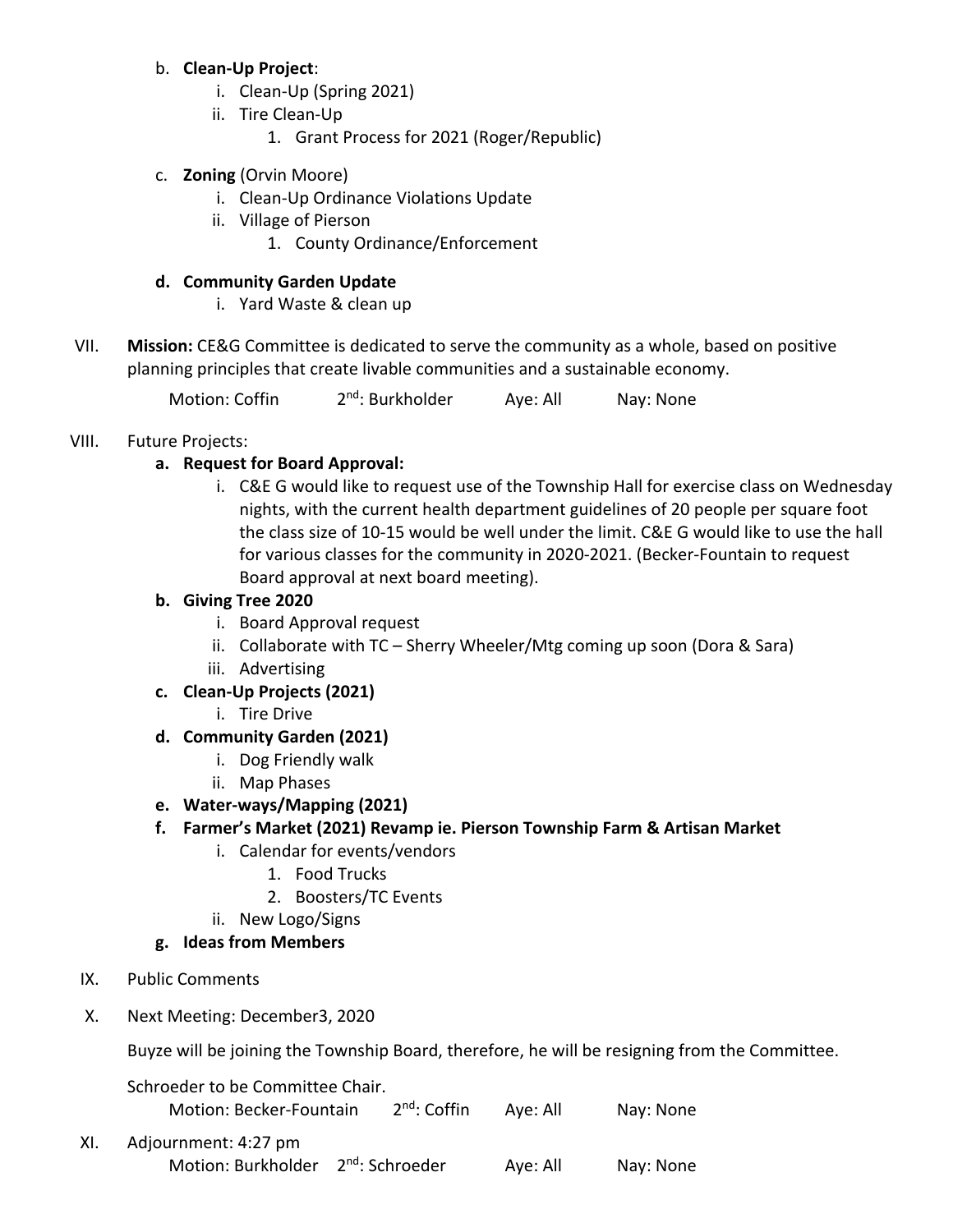b. **Clean-Up Project**:
   i. Clean-Up (Spring 2021)
   ii. Tire Clean-Up
      1. Grant Process for 2021 (Roger/Republic)

c. **Zoning** (Orvin Moore)
   i. Clean-Up Ordinance Violations Update
   ii. Village of Pierson
      1. County Ordinance/Enforcement

**d. Community Garden Update**
   i. Yard Waste & clean up

VII. **Mission:** CE&G Committee is dedicated to serve the community as a whole, based on positive planning principles that create livable communities and a sustainable economy.

Motion: Coffin 2nd: Burkholder Aye: All Nay: None

VIII. Future Projects:

**a. Request for Board Approval:**
   i. C&E G would like to request use of the Township Hall for exercise class on Wednesday nights, with the current health department guidelines of 20 people per square foot the class size of 10-15 would be well under the limit. C&E G would like to use the hall for various classes for the community in 2020-2021. (Becker-Fountain to request Board approval at next board meeting).

**b. Giving Tree 2020**
   i. Board Approval request
   ii. Collaborate with TC – Sherry Wheeler/Mtg coming up soon (Dora & Sara)
   iii. Advertising

**c. Clean-Up Projects (2021)**
   i. Tire Drive

**d. Community Garden (2021)**
   i. Dog Friendly walk
   ii. Map Phases

**e. Water-ways/Mapping (2021)**

**f. Farmer's Market (2021) Revamp ie. Pierson Township Farm & Artisan Market**
   i. Calendar for events/vendors
      1. Food Trucks
      2. Boosters/TC Events
   ii. New Logo/Signs

**g. Ideas from Members**

IX. Public Comments

X. Next Meeting: December3, 2020

Buyze will be joining the Township Board, therefore, he will be resigning from the Committee.

Schroeder to be Committee Chair.

Motion: Becker-Fountain 2nd: Coffin Aye: All Nay: None

XI. Adjournment: 4:27 pm

Motion: Burkholder 2nd: Schroeder Aye: All Nay: None